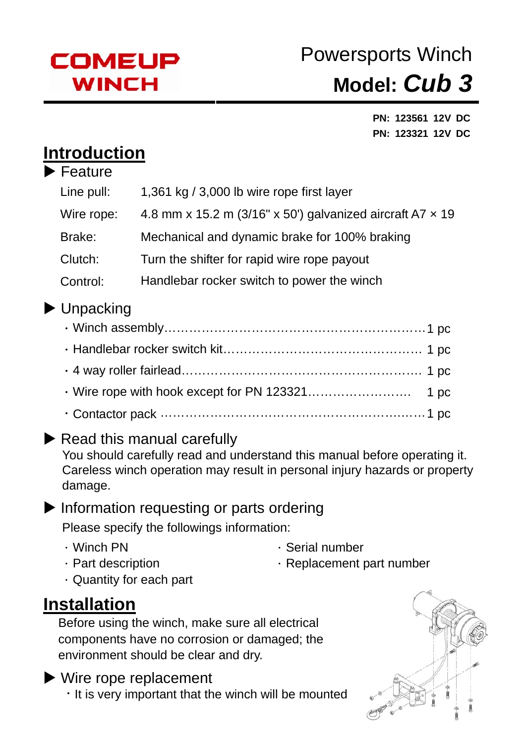**COMEUP WINCH**

# Powersports Winch
# Model: *Cub 3*

**PN: 123561 12V DC**
**PN: 123321 12V DC**

## Introduction

### ▶ Feature

| | |
|---|---|
| Line pull: | 1,361 kg / 3,000 lb wire rope first layer |
| Wire rope: | 4.8 mm x 15.2 m (3/16" x 50') galvanized aircraft A7 × 19 |
| Brake: | Mechanical and dynamic brake for 100% braking |
| Clutch: | Turn the shifter for rapid wire rope payout |
| Control: | Handlebar rocker switch to power the winch |

### ▶ Unpacking

- Winch assembly………………………………………………………1 pc
- Handlebar rocker switch kit………………………………………… 1 pc
- 4 way roller fairlead…………………………………………………. 1 pc
- Wire rope with hook except for PN 123321…………………….. 1 pc
- Contactor pack ………………………………………………………1 pc

### ▶ Read this manual carefully

You should carefully read and understand this manual before operating it. Careless winch operation may result in personal injury hazards or property damage.

### ▶ Information requesting or parts ordering

Please specify the followings information:

- Winch PN
- Part description
- Quantity for each part
- Serial number
- Replacement part number

## Installation

Before using the winch, make sure all electrical components have no corrosion or damaged; the environment should be clear and dry.

### ▶ Wire rope replacement

- It is very important that the winch will be mounted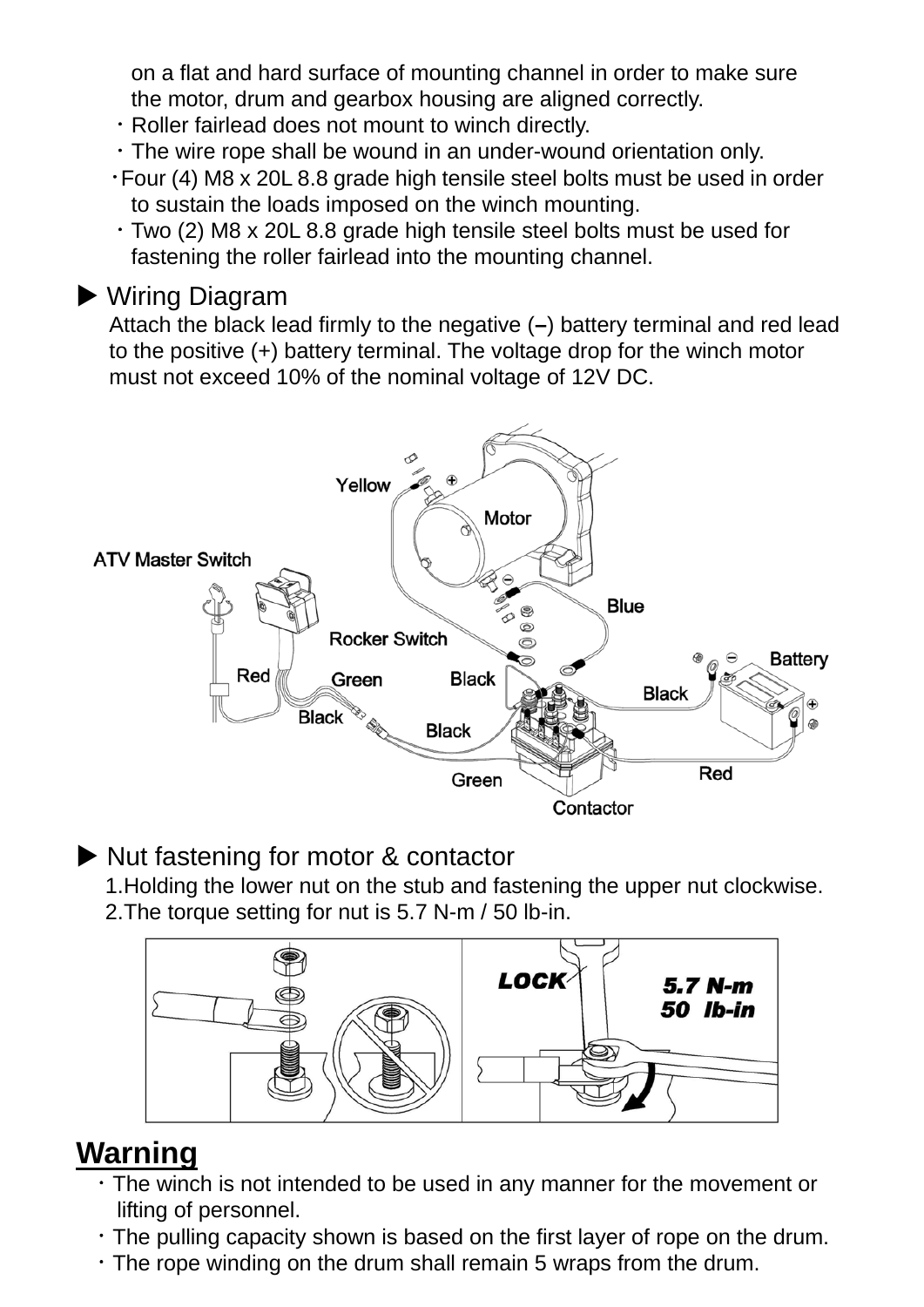on a flat and hard surface of mounting channel in order to make sure the motor, drum and gearbox housing are aligned correctly.

- Roller fairlead does not mount to winch directly.
- The wire rope shall be wound in an under-wound orientation only.
- Four (4) M8 x 20L 8.8 grade high tensile steel bolts must be used in order to sustain the loads imposed on the winch mounting.
- Two (2) M8 x 20L 8.8 grade high tensile steel bolts must be used for fastening the roller fairlead into the mounting channel.

## ▶ Wiring Diagram

Attach the black lead firmly to the negative (–) battery terminal and red lead to the positive (+) battery terminal. The voltage drop for the winch motor must not exceed 10% of the nominal voltage of 12V DC.

## ▶ Nut fastening for motor & contactor

1. Holding the lower nut on the stub and fastening the upper nut clockwise.
2. The torque setting for nut is 5.7 N-m / 50 lb-in.

## Warning

- The winch is not intended to be used in any manner for the movement or lifting of personnel.
- The pulling capacity shown is based on the first layer of rope on the drum.
- The rope winding on the drum shall remain 5 wraps from the drum.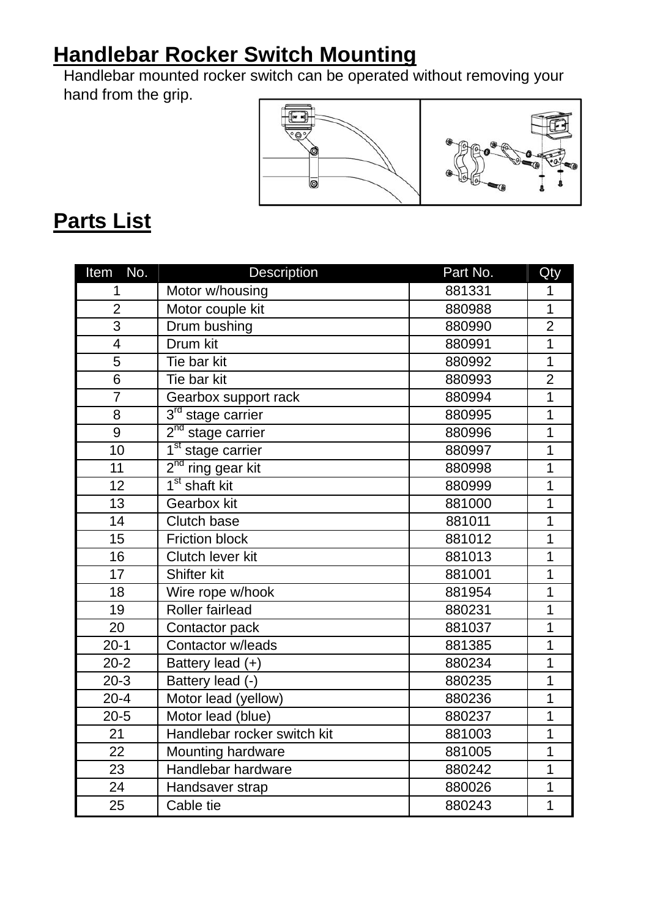## Handlebar Rocker Switch Mounting

Handlebar mounted rocker switch can be operated without removing your hand from the grip.

## Parts List

| Item No. | Description | Part No. | Qty |
|---|---|---|---|
| 1 | Motor w/housing | 881331 | 1 |
| 2 | Motor couple kit | 880988 | 1 |
| 3 | Drum bushing | 880990 | 2 |
| 4 | Drum kit | 880991 | 1 |
| 5 | Tie bar kit | 880992 | 1 |
| 6 | Tie bar kit | 880993 | 2 |
| 7 | Gearbox support rack | 880994 | 1 |
| 8 | 3rd stage carrier | 880995 | 1 |
| 9 | 2nd stage carrier | 880996 | 1 |
| 10 | 1st stage carrier | 880997 | 1 |
| 11 | 2nd ring gear kit | 880998 | 1 |
| 12 | 1st shaft kit | 880999 | 1 |
| 13 | Gearbox kit | 881000 | 1 |
| 14 | Clutch base | 881011 | 1 |
| 15 | Friction block | 881012 | 1 |
| 16 | Clutch lever kit | 881013 | 1 |
| 17 | Shifter kit | 881001 | 1 |
| 18 | Wire rope w/hook | 881954 | 1 |
| 19 | Roller fairlead | 880231 | 1 |
| 20 | Contactor pack | 881037 | 1 |
| 20-1 | Contactor w/leads | 881385 | 1 |
| 20-2 | Battery lead (+) | 880234 | 1 |
| 20-3 | Battery lead (-) | 880235 | 1 |
| 20-4 | Motor lead (yellow) | 880236 | 1 |
| 20-5 | Motor lead (blue) | 880237 | 1 |
| 21 | Handlebar rocker switch kit | 881003 | 1 |
| 22 | Mounting hardware | 881005 | 1 |
| 23 | Handlebar hardware | 880242 | 1 |
| 24 | Handsaver strap | 880026 | 1 |
| 25 | Cable tie | 880243 | 1 |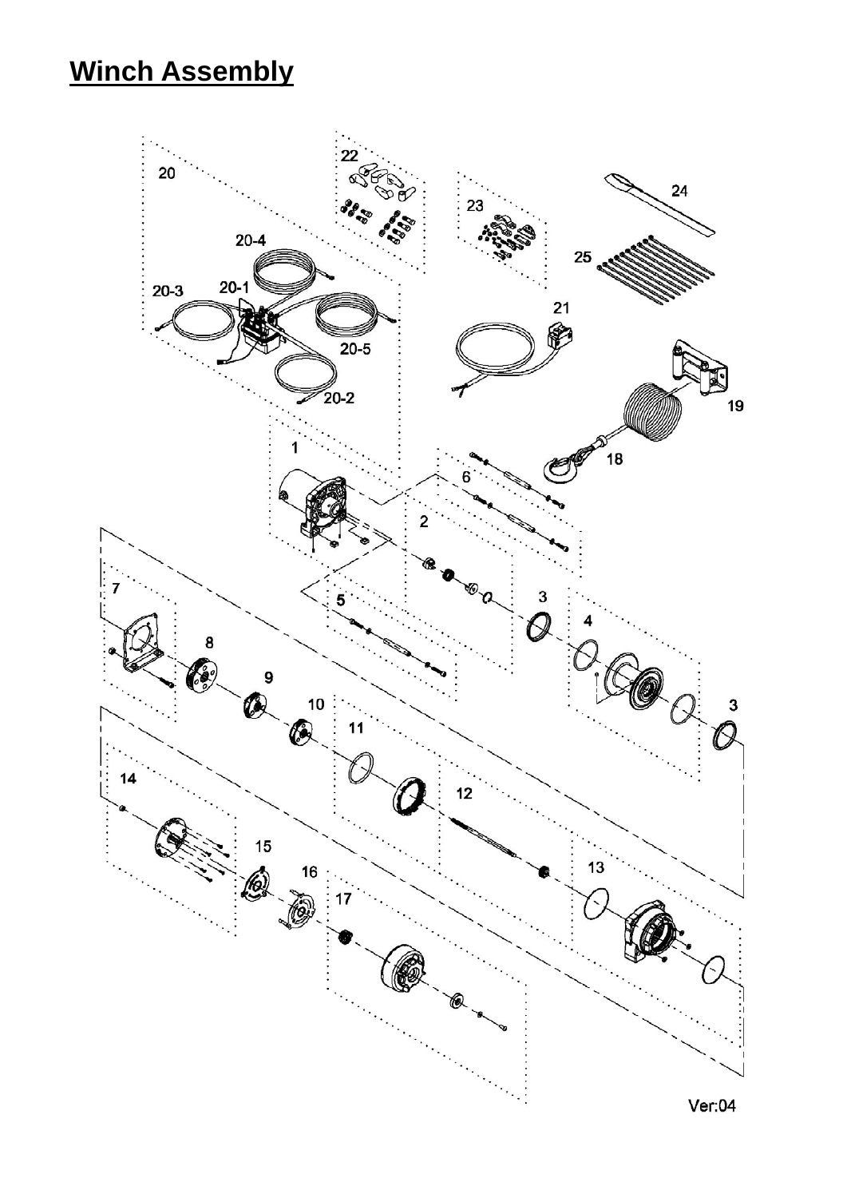# Winch Assembly

20
22
24
23
20-4
25
20-3
20-1
21
20-5
19
20-2
1
18
6
2
7
5
3
4
8
9
10
3
11
14
12
15
13
16
17

Ver:04